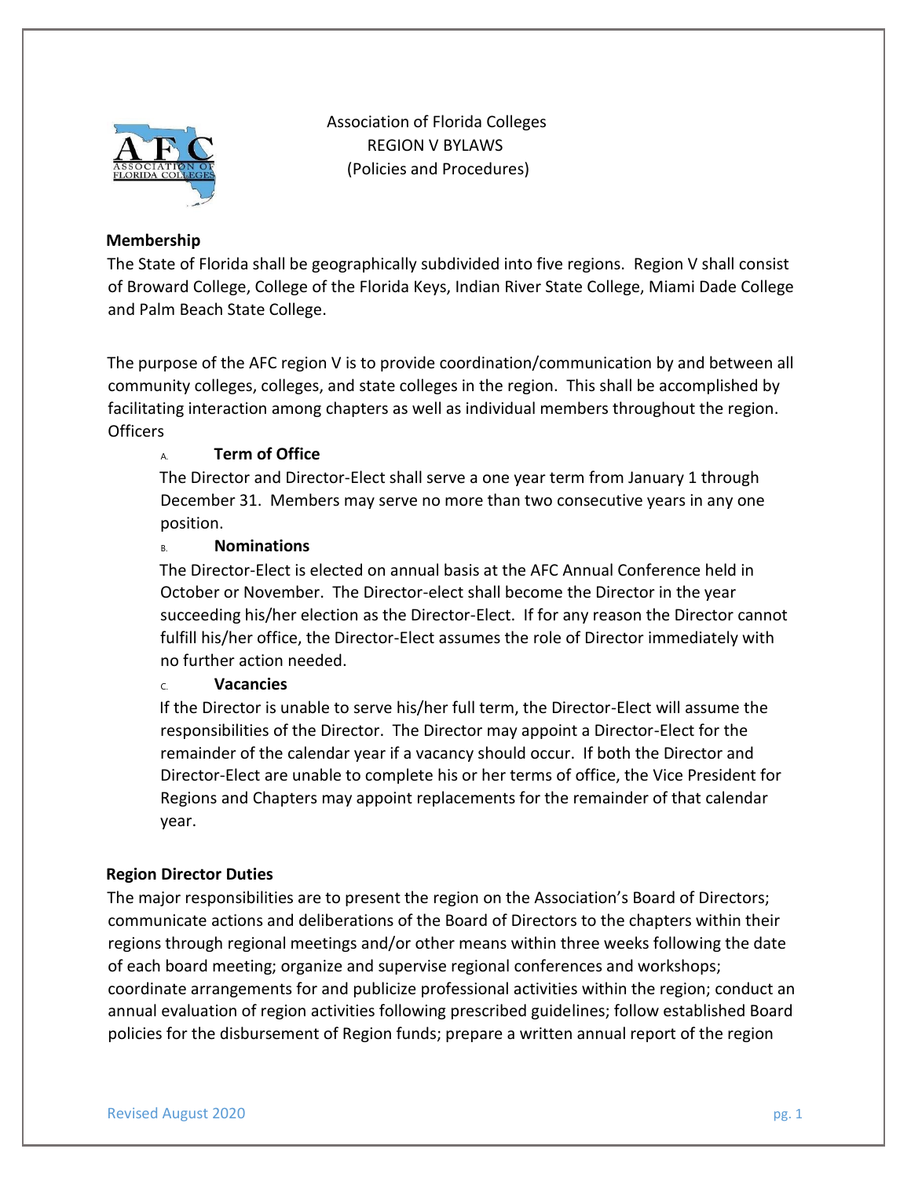Association of Florida Colleges
REGION V BYLAWS
(Policies and Procedures)

## Membership

The State of Florida shall be geographically subdivided into five regions. Region V shall consist of Broward College, College of the Florida Keys, Indian River State College, Miami Dade College and Palm Beach State College.

The purpose of the AFC region V is to provide coordination/communication by and between all community colleges, colleges, and state colleges in the region. This shall be accomplished by facilitating interaction among chapters as well as individual members throughout the region.

## Officers

### A. Term of Office

The Director and Director-Elect shall serve a one year term from January 1 through December 31. Members may serve no more than two consecutive years in any one position.

### B. Nominations

The Director-Elect is elected on annual basis at the AFC Annual Conference held in October or November. The Director-elect shall become the Director in the year succeeding his/her election as the Director-Elect. If for any reason the Director cannot fulfill his/her office, the Director-Elect assumes the role of Director immediately with no further action needed.

### C. Vacancies

If the Director is unable to serve his/her full term, the Director-Elect will assume the responsibilities of the Director. The Director may appoint a Director-Elect for the remainder of the calendar year if a vacancy should occur. If both the Director and Director-Elect are unable to complete his or her terms of office, the Vice President for Regions and Chapters may appoint replacements for the remainder of that calendar year.

## Region Director Duties

The major responsibilities are to present the region on the Association's Board of Directors; communicate actions and deliberations of the Board of Directors to the chapters within their regions through regional meetings and/or other means within three weeks following the date of each board meeting; organize and supervise regional conferences and workshops; coordinate arrangements for and publicize professional activities within the region; conduct an annual evaluation of region activities following prescribed guidelines; follow established Board policies for the disbursement of Region funds; prepare a written annual report of the region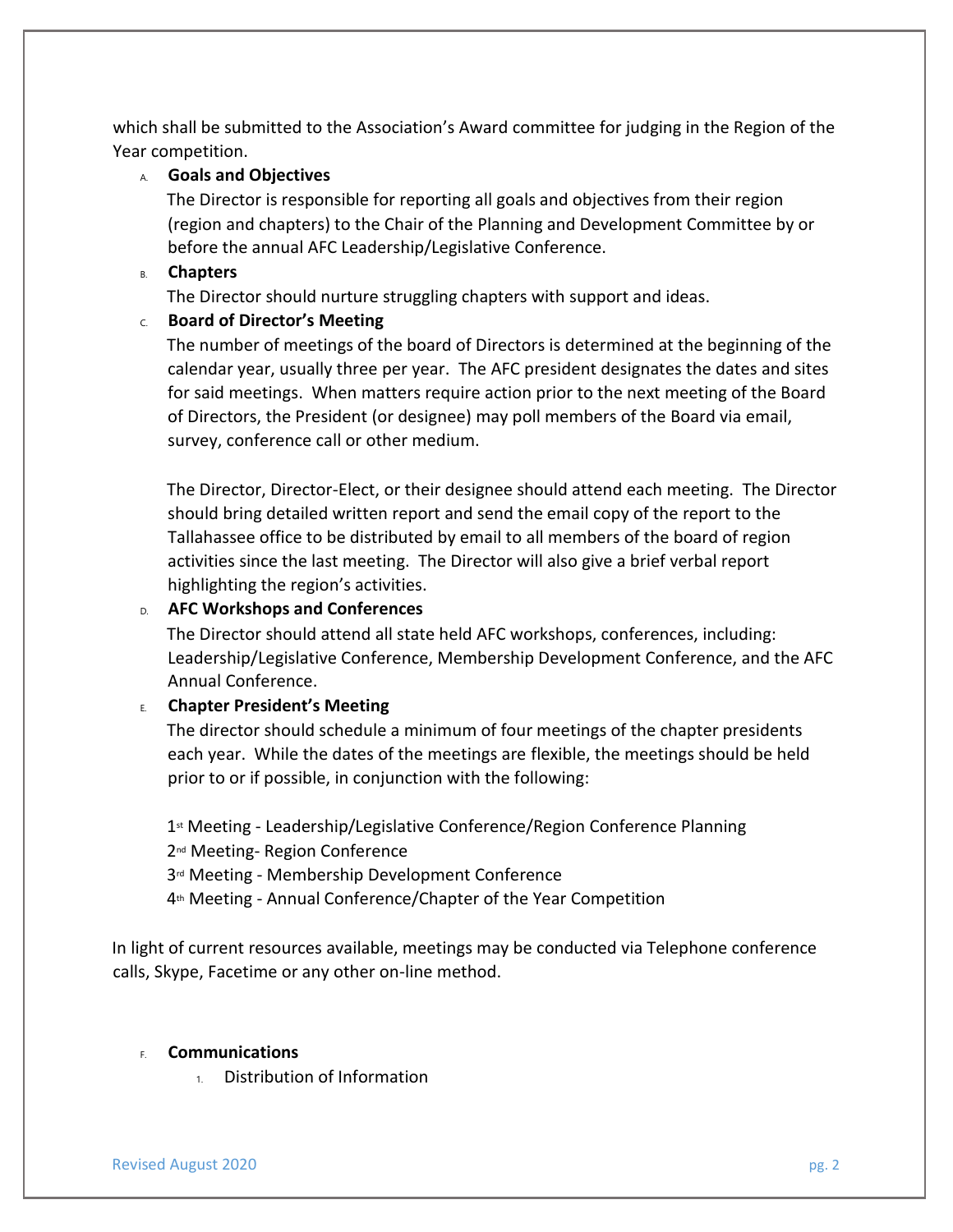which shall be submitted to the Association's Award committee for judging in the Region of the Year competition.

A. **Goals and Objectives**

The Director is responsible for reporting all goals and objectives from their region (region and chapters) to the Chair of the Planning and Development Committee by or before the annual AFC Leadership/Legislative Conference.

B. **Chapters**

The Director should nurture struggling chapters with support and ideas.

C. **Board of Director's Meeting**

The number of meetings of the board of Directors is determined at the beginning of the calendar year, usually three per year. The AFC president designates the dates and sites for said meetings. When matters require action prior to the next meeting of the Board of Directors, the President (or designee) may poll members of the Board via email, survey, conference call or other medium.

The Director, Director-Elect, or their designee should attend each meeting. The Director should bring detailed written report and send the email copy of the report to the Tallahassee office to be distributed by email to all members of the board of region activities since the last meeting. The Director will also give a brief verbal report highlighting the region's activities.

D. **AFC Workshops and Conferences**

The Director should attend all state held AFC workshops, conferences, including: Leadership/Legislative Conference, Membership Development Conference, and the AFC Annual Conference.

E. **Chapter President's Meeting**

The director should schedule a minimum of four meetings of the chapter presidents each year. While the dates of the meetings are flexible, the meetings should be held prior to or if possible, in conjunction with the following:

1st Meeting - Leadership/Legislative Conference/Region Conference Planning
2nd Meeting- Region Conference
3rd Meeting - Membership Development Conference
4th Meeting - Annual Conference/Chapter of the Year Competition

In light of current resources available, meetings may be conducted via Telephone conference calls, Skype, Facetime or any other on-line method.

F. **Communications**

1. Distribution of Information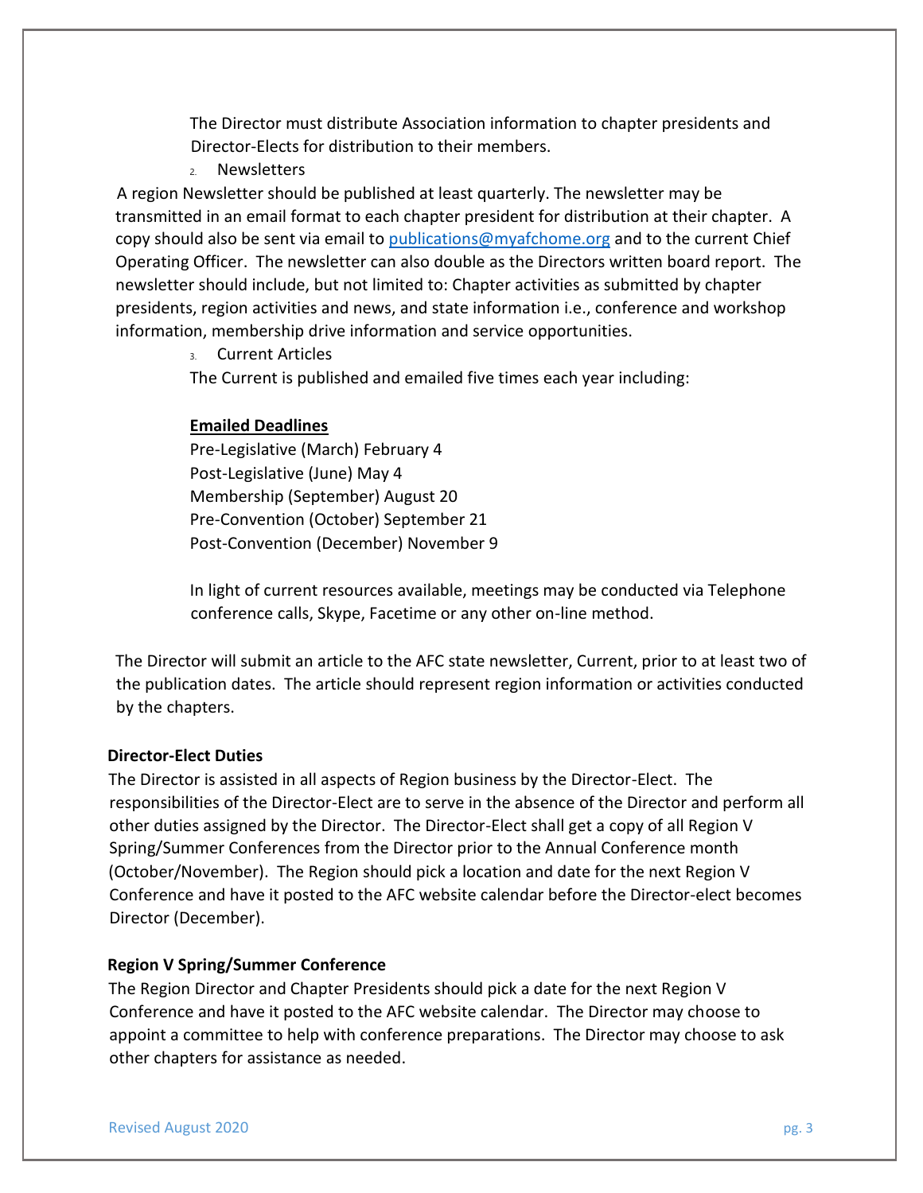The Director must distribute Association information to chapter presidents and Director-Elects for distribution to their members.

2. Newsletters

A region Newsletter should be published at least quarterly. The newsletter may be transmitted in an email format to each chapter president for distribution at their chapter. A copy should also be sent via email to [publications@myafchome.org](mailto:publications@myafchome.org) and to the current Chief Operating Officer. The newsletter can also double as the Directors written board report. The newsletter should include, but not limited to: Chapter activities as submitted by chapter presidents, region activities and news, and state information i.e., conference and workshop information, membership drive information and service opportunities.

3. Current Articles

The Current is published and emailed five times each year including:

**<u>Emailed Deadlines</u>**

Pre-Legislative (March) February 4
Post-Legislative (June) May 4
Membership (September) August 20
Pre-Convention (October) September 21
Post-Convention (December) November 9

In light of current resources available, meetings may be conducted via Telephone conference calls, Skype, Facetime or any other on-line method.

The Director will submit an article to the AFC state newsletter, Current, prior to at least two of the publication dates. The article should represent region information or activities conducted by the chapters.

**Director-Elect Duties**

The Director is assisted in all aspects of Region business by the Director-Elect. The responsibilities of the Director-Elect are to serve in the absence of the Director and perform all other duties assigned by the Director. The Director-Elect shall get a copy of all Region V Spring/Summer Conferences from the Director prior to the Annual Conference month (October/November). The Region should pick a location and date for the next Region V Conference and have it posted to the AFC website calendar before the Director-elect becomes Director (December).

**Region V Spring/Summer Conference**

The Region Director and Chapter Presidents should pick a date for the next Region V Conference and have it posted to the AFC website calendar. The Director may choose to appoint a committee to help with conference preparations. The Director may choose to ask other chapters for assistance as needed.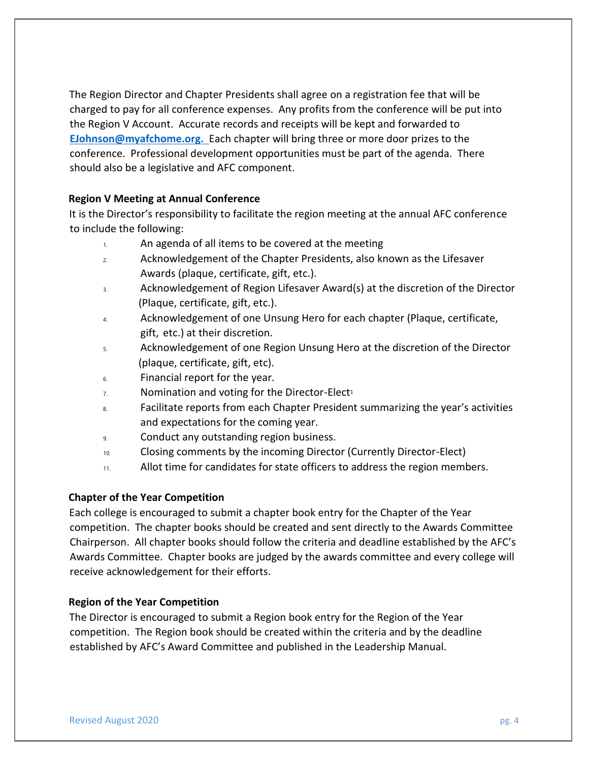The Region Director and Chapter Presidents shall agree on a registration fee that will be charged to pay for all conference expenses. Any profits from the conference will be put into the Region V Account. Accurate records and receipts will be kept and forwarded to **EJohnson@myafchome.org.** Each chapter will bring three or more door prizes to the conference. Professional development opportunities must be part of the agenda. There should also be a legislative and AFC component.

**Region V Meeting at Annual Conference**

It is the Director's responsibility to facilitate the region meeting at the annual AFC conference to include the following:

1. An agenda of all items to be covered at the meeting
2. Acknowledgement of the Chapter Presidents, also known as the Lifesaver Awards (plaque, certificate, gift, etc.).
3. Acknowledgement of Region Lifesaver Award(s) at the discretion of the Director (Plaque, certificate, gift, etc.).
4. Acknowledgement of one Unsung Hero for each chapter (Plaque, certificate, gift, etc.) at their discretion.
5. Acknowledgement of one Region Unsung Hero at the discretion of the Director (plaque, certificate, gift, etc).
6. Financial report for the year.
7. Nomination and voting for the Director-Elect[1]
8. Facilitate reports from each Chapter President summarizing the year's activities and expectations for the coming year.
9. Conduct any outstanding region business.
10. Closing comments by the incoming Director (Currently Director-Elect)
11. Allot time for candidates for state officers to address the region members.

**Chapter of the Year Competition**

Each college is encouraged to submit a chapter book entry for the Chapter of the Year competition. The chapter books should be created and sent directly to the Awards Committee Chairperson. All chapter books should follow the criteria and deadline established by the AFC's Awards Committee. Chapter books are judged by the awards committee and every college will receive acknowledgement for their efforts.

**Region of the Year Competition**

The Director is encouraged to submit a Region book entry for the Region of the Year competition. The Region book should be created within the criteria and by the deadline established by AFC's Award Committee and published in the Leadership Manual.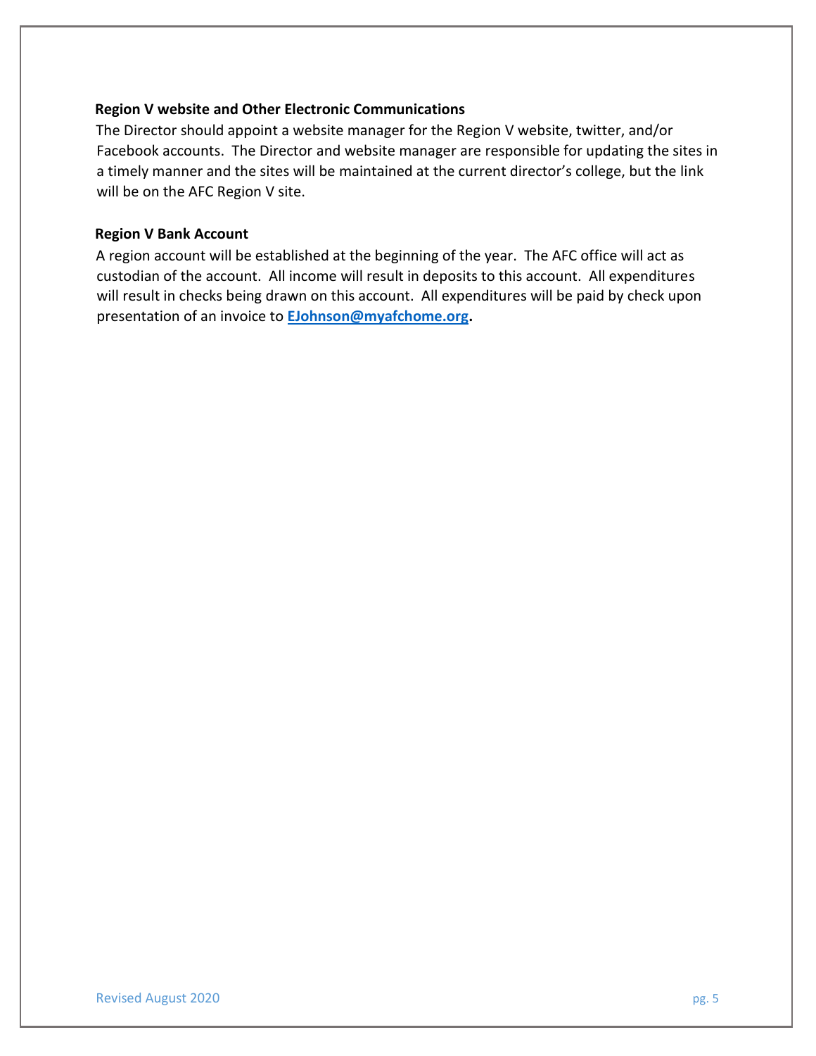**Region V website and Other Electronic Communications**

The Director should appoint a website manager for the Region V website, twitter, and/or Facebook accounts. The Director and website manager are responsible for updating the sites in a timely manner and the sites will be maintained at the current director's college, but the link will be on the AFC Region V site.

**Region V Bank Account**

A region account will be established at the beginning of the year. The AFC office will act as custodian of the account. All income will result in deposits to this account. All expenditures will result in checks being drawn on this account. All expenditures will be paid by check upon presentation of an invoice to **EJohnson@myafchome.org**.